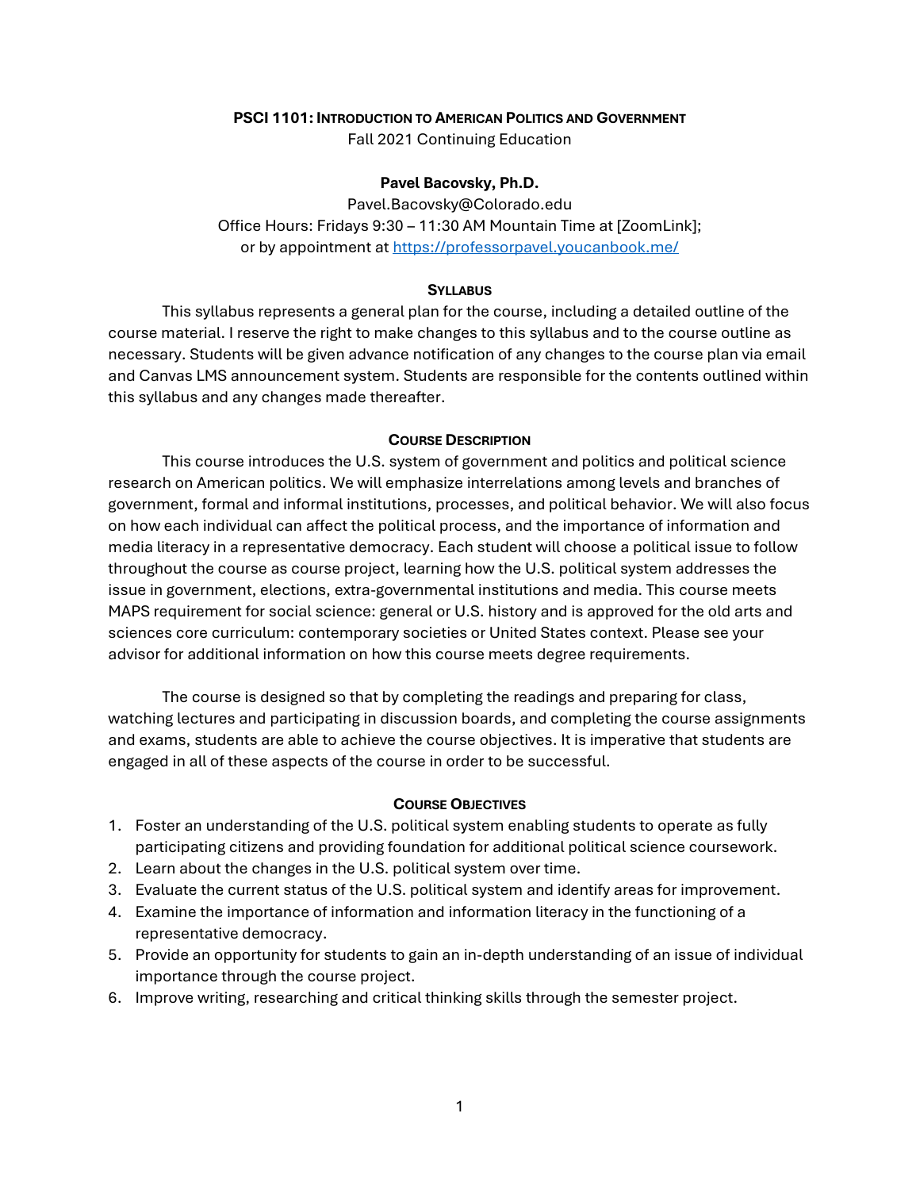**PSCI 1101: INTRODUCTION TO AMERICAN POLITICS AND GOVERNMENT**
Fall 2021 Continuing Education

**Pavel Bacovsky, Ph.D.**
Pavel.Bacovsky@Colorado.edu
Office Hours: Fridays 9:30 – 11:30 AM Mountain Time at [ZoomLink];
or by appointment at https://professorpavel.youcanbook.me/

## SYLLABUS

This syllabus represents a general plan for the course, including a detailed outline of the course material. I reserve the right to make changes to this syllabus and to the course outline as necessary. Students will be given advance notification of any changes to the course plan via email and Canvas LMS announcement system. Students are responsible for the contents outlined within this syllabus and any changes made thereafter.

## COURSE DESCRIPTION

This course introduces the U.S. system of government and politics and political science research on American politics. We will emphasize interrelations among levels and branches of government, formal and informal institutions, processes, and political behavior. We will also focus on how each individual can affect the political process, and the importance of information and media literacy in a representative democracy. Each student will choose a political issue to follow throughout the course as course project, learning how the U.S. political system addresses the issue in government, elections, extra-governmental institutions and media. This course meets MAPS requirement for social science: general or U.S. history and is approved for the old arts and sciences core curriculum: contemporary societies or United States context. Please see your advisor for additional information on how this course meets degree requirements.

The course is designed so that by completing the readings and preparing for class, watching lectures and participating in discussion boards, and completing the course assignments and exams, students are able to achieve the course objectives. It is imperative that students are engaged in all of these aspects of the course in order to be successful.

## COURSE OBJECTIVES

1. Foster an understanding of the U.S. political system enabling students to operate as fully participating citizens and providing foundation for additional political science coursework.
2. Learn about the changes in the U.S. political system over time.
3. Evaluate the current status of the U.S. political system and identify areas for improvement.
4. Examine the importance of information and information literacy in the functioning of a representative democracy.
5. Provide an opportunity for students to gain an in-depth understanding of an issue of individual importance through the course project.
6. Improve writing, researching and critical thinking skills through the semester project.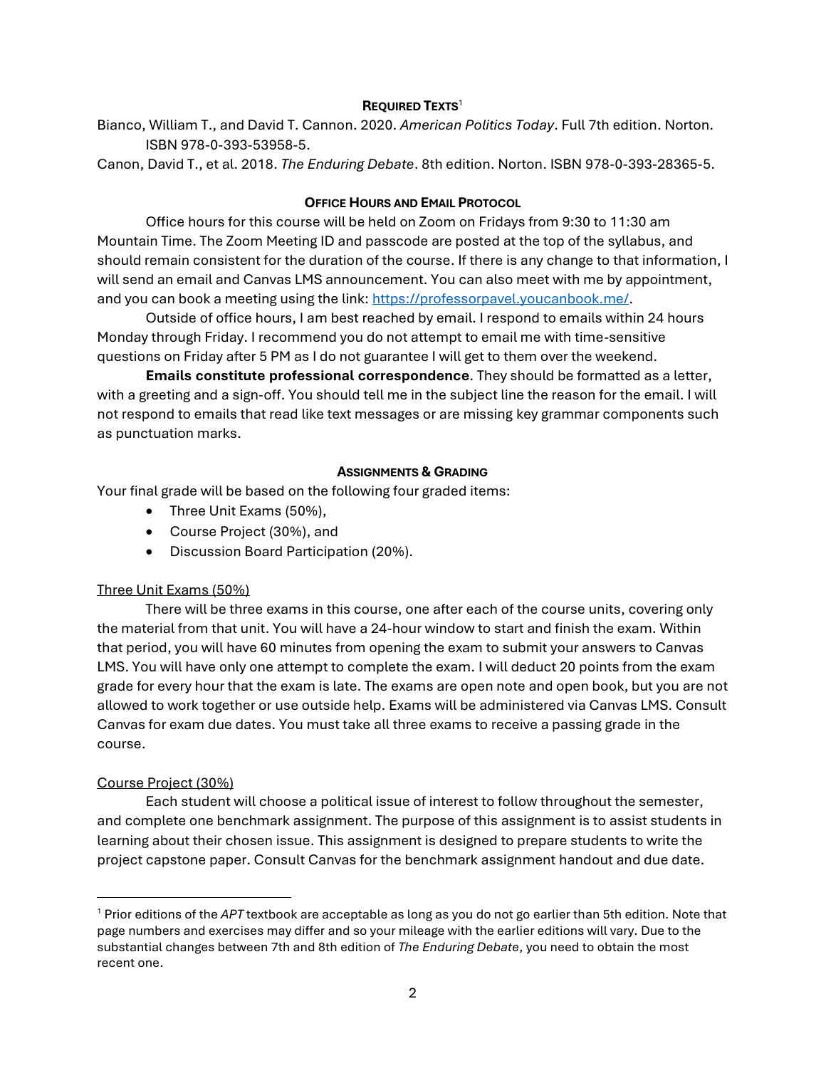## REQUIRED TEXTS[1]

Bianco, William T., and David T. Cannon. 2020. *American Politics Today*. Full 7th edition. Norton. ISBN 978-0-393-53958-5.

Canon, David T., et al. 2018. *The Enduring Debate*. 8th edition. Norton. ISBN 978-0-393-28365-5.

## OFFICE HOURS AND EMAIL PROTOCOL

Office hours for this course will be held on Zoom on Fridays from 9:30 to 11:30 am Mountain Time. The Zoom Meeting ID and passcode are posted at the top of the syllabus, and should remain consistent for the duration of the course. If there is any change to that information, I will send an email and Canvas LMS announcement. You can also meet with me by appointment, and you can book a meeting using the link: [https://professorpavel.youcanbook.me/](https://professorpavel.youcanbook.me/).

Outside of office hours, I am best reached by email. I respond to emails within 24 hours Monday through Friday. I recommend you do not attempt to email me with time-sensitive questions on Friday after 5 PM as I do not guarantee I will get to them over the weekend.

**Emails constitute professional correspondence**. They should be formatted as a letter, with a greeting and a sign-off. You should tell me in the subject line the reason for the email. I will not respond to emails that read like text messages or are missing key grammar components such as punctuation marks.

## ASSIGNMENTS & GRADING

Your final grade will be based on the following four graded items:

- Three Unit Exams (50%),
- Course Project (30%), and
- Discussion Board Participation (20%).

### Three Unit Exams (50%)

There will be three exams in this course, one after each of the course units, covering only the material from that unit. You will have a 24-hour window to start and finish the exam. Within that period, you will have 60 minutes from opening the exam to submit your answers to Canvas LMS. You will have only one attempt to complete the exam. I will deduct 20 points from the exam grade for every hour that the exam is late. The exams are open note and open book, but you are not allowed to work together or use outside help. Exams will be administered via Canvas LMS. Consult Canvas for exam due dates. You must take all three exams to receive a passing grade in the course.

### Course Project (30%)

Each student will choose a political issue of interest to follow throughout the semester, and complete one benchmark assignment. The purpose of this assignment is to assist students in learning about their chosen issue. This assignment is designed to prepare students to write the project capstone paper. Consult Canvas for the benchmark assignment handout and due date.

---

[1] Prior editions of the *APT* textbook are acceptable as long as you do not go earlier than 5th edition. Note that page numbers and exercises may differ and so your mileage with the earlier editions will vary. Due to the substantial changes between 7th and 8th edition of *The Enduring Debate*, you need to obtain the most recent one.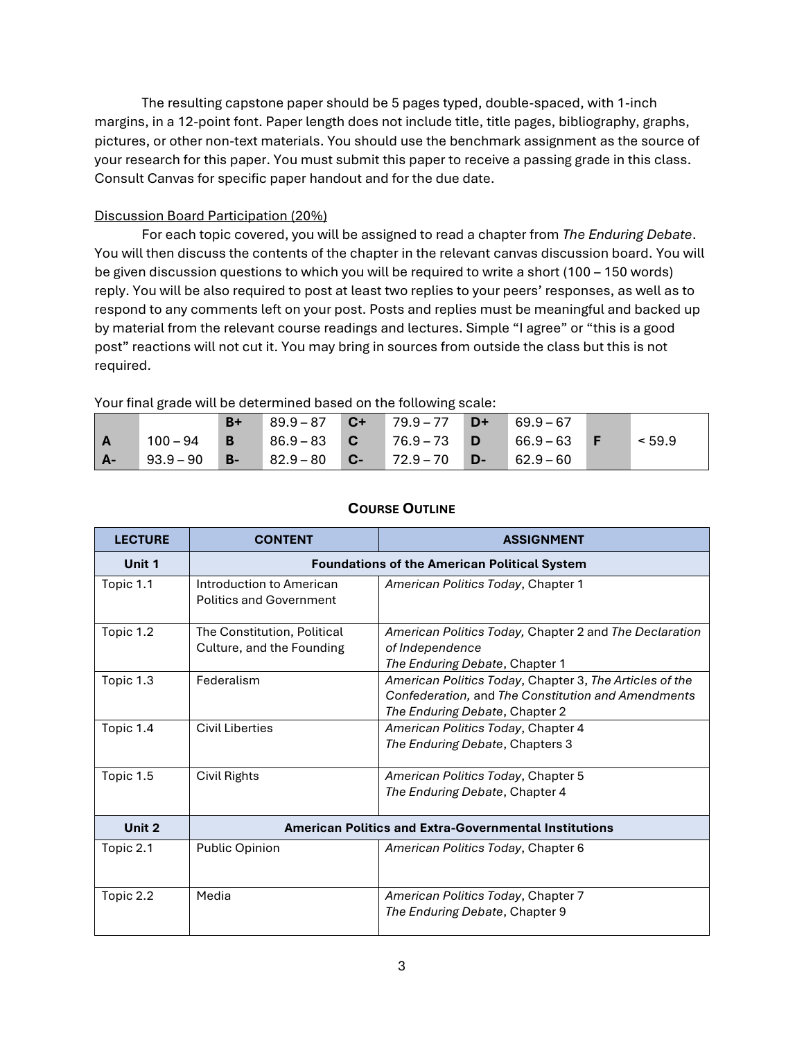The resulting capstone paper should be 5 pages typed, double-spaced, with 1-inch margins, in a 12-point font. Paper length does not include title, title pages, bibliography, graphs, pictures, or other non-text materials. You should use the benchmark assignment as the source of your research for this paper. You must submit this paper to receive a passing grade in this class. Consult Canvas for specific paper handout and for the due date.

Discussion Board Participation (20%)

For each topic covered, you will be assigned to read a chapter from *The Enduring Debate*. You will then discuss the contents of the chapter in the relevant canvas discussion board. You will be given discussion questions to which you will be required to write a short (100 – 150 words) reply. You will be also required to post at least two replies to your peers' responses, as well as to respond to any comments left on your post. Posts and replies must be meaningful and backed up by material from the relevant course readings and lectures. Simple "I agree" or "this is a good post" reactions will not cut it. You may bring in sources from outside the class but this is not required.

Your final grade will be determined based on the following scale:

| | | | | | | | | | |
|---|---|---|---|---|---|---|---|---|---|
| | | **B+** | 89.9 – 87 | **C+** | 79.9 – 77 | **D+** | 69.9 – 67 | | |
| **A** | 100 – 94 | **B** | 86.9 – 83 | **C** | 76.9 – 73 | **D** | 66.9 – 63 | **F** | < 59.9 |
| **A-** | 93.9 – 90 | **B-** | 82.9 – 80 | **C-** | 72.9 – 70 | **D-** | 62.9 – 60 | | |

## Course Outline

| LECTURE | CONTENT | ASSIGNMENT |
|---|---|---|
| **Unit 1** | **Foundations of the American Political System** | |
| Topic 1.1 | Introduction to American Politics and Government | *American Politics Today*, Chapter 1 |
| Topic 1.2 | The Constitution, Political Culture, and the Founding | *American Politics Today,* Chapter 2 and *The Declaration of Independence*<br>*The Enduring Debate*, Chapter 1 |
| Topic 1.3 | Federalism | *American Politics Today*, Chapter 3, *The Articles of the Confederation,* and *The Constitution and Amendments*<br>*The Enduring Debate*, Chapter 2 |
| Topic 1.4 | Civil Liberties | *American Politics Today*, Chapter 4<br>*The Enduring Debate*, Chapters 3 |
| Topic 1.5 | Civil Rights | *American Politics Today*, Chapter 5<br>*The Enduring Debate*, Chapter 4 |
| **Unit 2** | **American Politics and Extra-Governmental Institutions** | |
| Topic 2.1 | Public Opinion | *American Politics Today*, Chapter 6 |
| Topic 2.2 | Media | *American Politics Today*, Chapter 7<br>*The Enduring Debate*, Chapter 9 |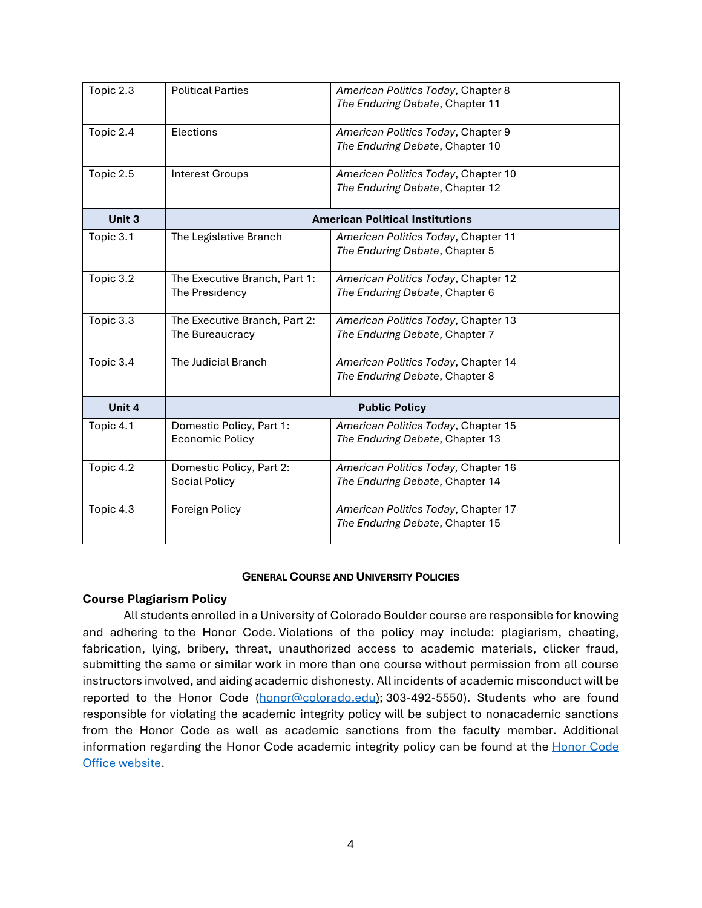| | | |
|---|---|---|
| Topic 2.3 | Political Parties | *American Politics Today*, Chapter 8<br>*The Enduring Debate*, Chapter 11 |
| Topic 2.4 | Elections | *American Politics Today*, Chapter 9<br>*The Enduring Debate*, Chapter 10 |
| Topic 2.5 | Interest Groups | *American Politics Today*, Chapter 10<br>*The Enduring Debate*, Chapter 12 |
| **Unit 3** | **American Political Institutions** | |
| Topic 3.1 | The Legislative Branch | *American Politics Today*, Chapter 11<br>*The Enduring Debate*, Chapter 5 |
| Topic 3.2 | The Executive Branch, Part 1: The Presidency | *American Politics Today*, Chapter 12<br>*The Enduring Debate*, Chapter 6 |
| Topic 3.3 | The Executive Branch, Part 2: The Bureaucracy | *American Politics Today*, Chapter 13<br>*The Enduring Debate*, Chapter 7 |
| Topic 3.4 | The Judicial Branch | *American Politics Today*, Chapter 14<br>*The Enduring Debate*, Chapter 8 |
| **Unit 4** | **Public Policy** | |
| Topic 4.1 | Domestic Policy, Part 1: Economic Policy | *American Politics Today*, Chapter 15<br>*The Enduring Debate*, Chapter 13 |
| Topic 4.2 | Domestic Policy, Part 2: Social Policy | *American Politics Today,* Chapter 16<br>*The Enduring Debate*, Chapter 14 |
| Topic 4.3 | Foreign Policy | *American Politics Today*, Chapter 17<br>*The Enduring Debate*, Chapter 15 |

## General Course and University Policies

### Course Plagiarism Policy

All students enrolled in a University of Colorado Boulder course are responsible for knowing and adhering to the Honor Code. Violations of the policy may include: plagiarism, cheating, fabrication, lying, bribery, threat, unauthorized access to academic materials, clicker fraud, submitting the same or similar work in more than one course without permission from all course instructors involved, and aiding academic dishonesty. All incidents of academic misconduct will be reported to the Honor Code (honor@colorado.edu); 303-492-5550). Students who are found responsible for violating the academic integrity policy will be subject to nonacademic sanctions from the Honor Code as well as academic sanctions from the faculty member. Additional information regarding the Honor Code academic integrity policy can be found at the Honor Code Office website.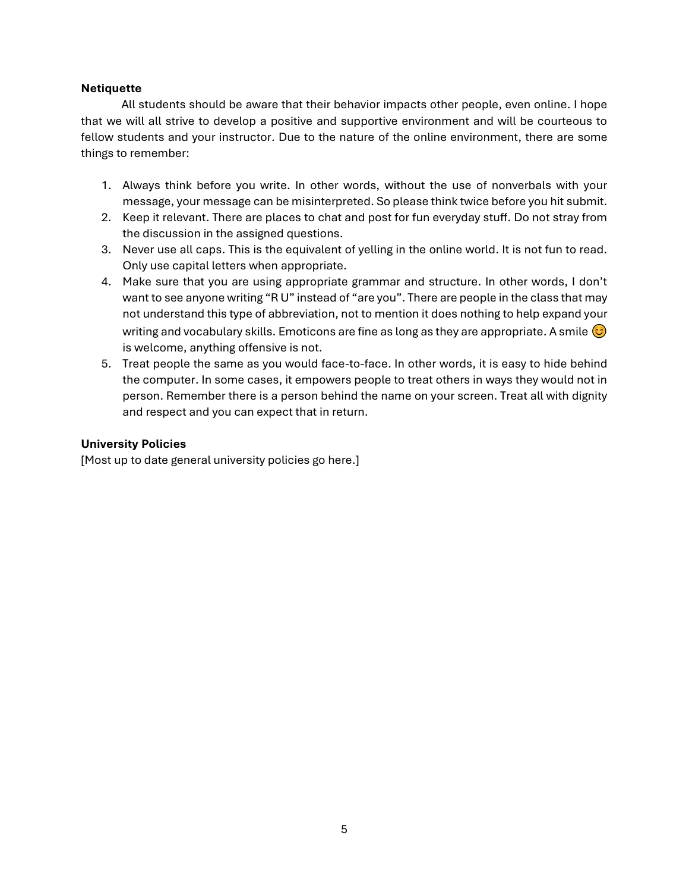**Netiquette**

All students should be aware that their behavior impacts other people, even online. I hope that we will all strive to develop a positive and supportive environment and will be courteous to fellow students and your instructor. Due to the nature of the online environment, there are some things to remember:

1. Always think before you write. In other words, without the use of nonverbals with your message, your message can be misinterpreted. So please think twice before you hit submit.
2. Keep it relevant. There are places to chat and post for fun everyday stuff. Do not stray from the discussion in the assigned questions.
3. Never use all caps. This is the equivalent of yelling in the online world. It is not fun to read. Only use capital letters when appropriate.
4. Make sure that you are using appropriate grammar and structure. In other words, I don't want to see anyone writing "R U" instead of "are you". There are people in the class that may not understand this type of abbreviation, not to mention it does nothing to help expand your writing and vocabulary skills. Emoticons are fine as long as they are appropriate. A smile 😊 is welcome, anything offensive is not.
5. Treat people the same as you would face-to-face. In other words, it is easy to hide behind the computer. In some cases, it empowers people to treat others in ways they would not in person. Remember there is a person behind the name on your screen. Treat all with dignity and respect and you can expect that in return.

**University Policies**

[Most up to date general university policies go here.]